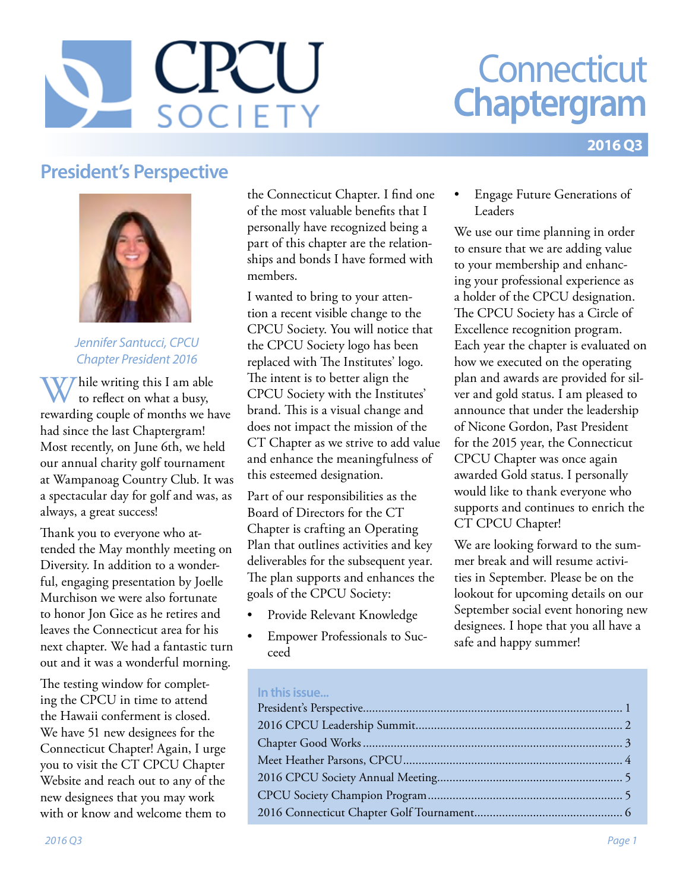# Connecticut Chaptergram

**2016 Q3**

## President's Perspective

*Jennifer Santucci, CPCU*
*Chapter President 2016*

While writing this I am able to reflect on what a busy, rewarding couple of months we have had since the last Chaptergram! Most recently, on June 6th, we held our annual charity golf tournament at Wampanoag Country Club. It was a spectacular day for golf and was, as always, a great success!

Thank you to everyone who attended the May monthly meeting on Diversity. In addition to a wonderful, engaging presentation by Joelle Murchison we were also fortunate to honor Jon Gice as he retires and leaves the Connecticut area for his next chapter. We had a fantastic turn out and it was a wonderful morning.

The testing window for completing the CPCU in time to attend the Hawaii conferment is closed. We have 51 new designees for the Connecticut Chapter! Again, I urge you to visit the CT CPCU Chapter Website and reach out to any of the new designees that you may work with or know and welcome them to the Connecticut Chapter. I find one of the most valuable benefits that I personally have recognized being a part of this chapter are the relationships and bonds I have formed with members.

I wanted to bring to your attention a recent visible change to the CPCU Society. You will notice that the CPCU Society logo has been replaced with The Institutes' logo. The intent is to better align the CPCU Society with the Institutes' brand. This is a visual change and does not impact the mission of the CT Chapter as we strive to add value and enhance the meaningfulness of this esteemed designation.

Part of our responsibilities as the Board of Directors for the CT Chapter is crafting an Operating Plan that outlines activities and key deliverables for the subsequent year. The plan supports and enhances the goals of the CPCU Society:

- Provide Relevant Knowledge
- Empower Professionals to Succeed
- Engage Future Generations of Leaders

We use our time planning in order to ensure that we are adding value to your membership and enhancing your professional experience as a holder of the CPCU designation. The CPCU Society has a Circle of Excellence recognition program. Each year the chapter is evaluated on how we executed on the operating plan and awards are provided for silver and gold status. I am pleased to announce that under the leadership of Nicone Gordon, Past President for the 2015 year, the Connecticut CPCU Chapter was once again awarded Gold status. I personally would like to thank everyone who supports and continues to enrich the CT CPCU Chapter!

We are looking forward to the summer break and will resume activities in September. Please be on the lookout for upcoming details on our September social event honoring new designees. I hope that you all have a safe and happy summer!

### In this issue...

| | |
|---|---|
| President's Perspective | 1 |
| 2016 CPCU Leadership Summit | 2 |
| Chapter Good Works | 3 |
| Meet Heather Parsons, CPCU | 4 |
| 2016 CPCU Society Annual Meeting | 5 |
| CPCU Society Champion Program | 5 |
| 2016 Connecticut Chapter Golf Tournament | 6 |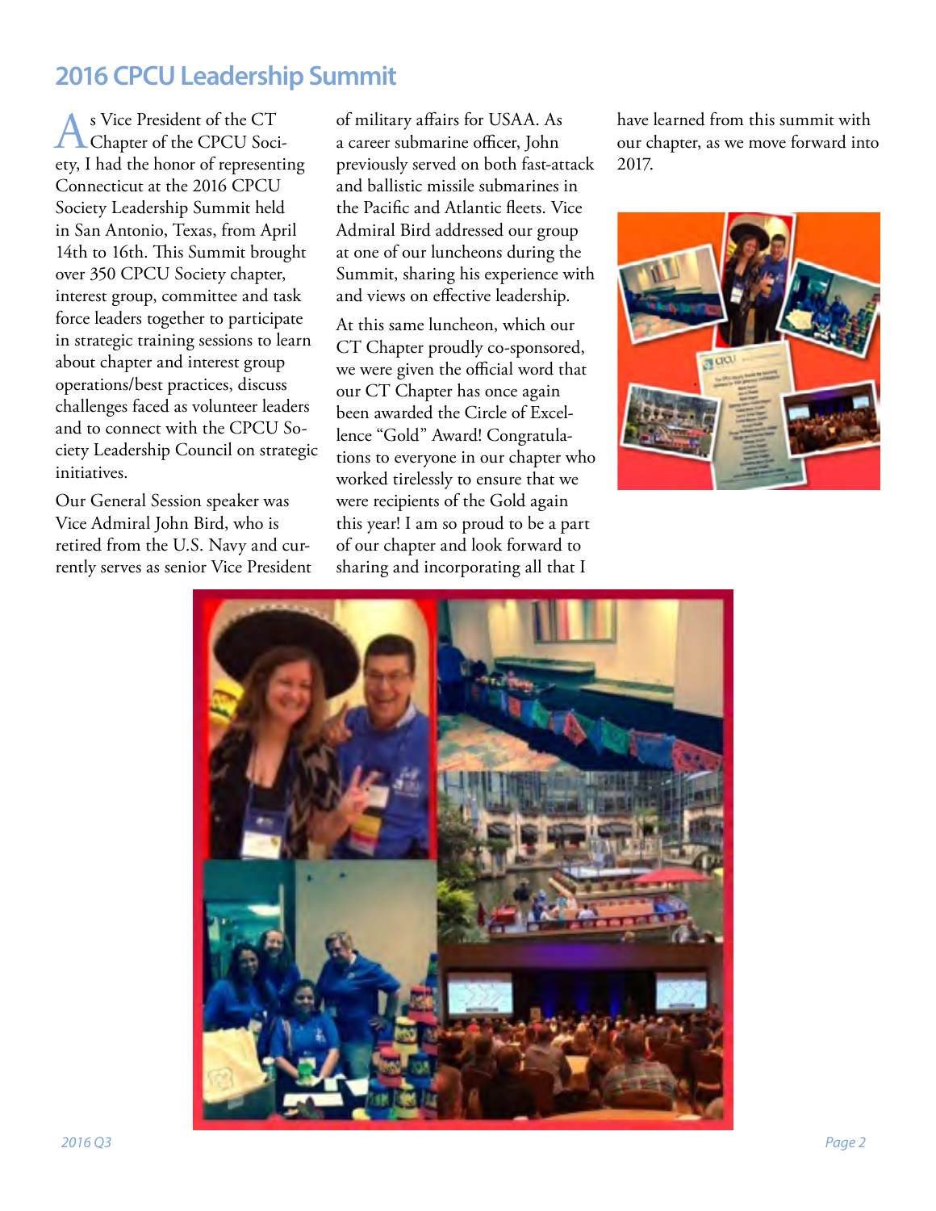## 2016 CPCU Leadership Summit

As Vice President of the CT Chapter of the CPCU Society, I had the honor of representing Connecticut at the 2016 CPCU Society Leadership Summit held in San Antonio, Texas, from April 14th to 16th. This Summit brought over 350 CPCU Society chapter, interest group, committee and task force leaders together to participate in strategic training sessions to learn about chapter and interest group operations/best practices, discuss challenges faced as volunteer leaders and to connect with the CPCU Society Leadership Council on strategic initiatives.

Our General Session speaker was Vice Admiral John Bird, who is retired from the U.S. Navy and currently serves as senior Vice President of military affairs for USAA. As a career submarine officer, John previously served on both fast-attack and ballistic missile submarines in the Pacific and Atlantic fleets. Vice Admiral Bird addressed our group at one of our luncheons during the Summit, sharing his experience with and views on effective leadership.

At this same luncheon, which our CT Chapter proudly co-sponsored, we were given the official word that our CT Chapter has once again been awarded the Circle of Excellence "Gold" Award! Congratulations to everyone in our chapter who worked tirelessly to ensure that we were recipients of the Gold again this year! I am so proud to be a part of our chapter and look forward to sharing and incorporating all that I have learned from this summit with our chapter, as we move forward into 2017.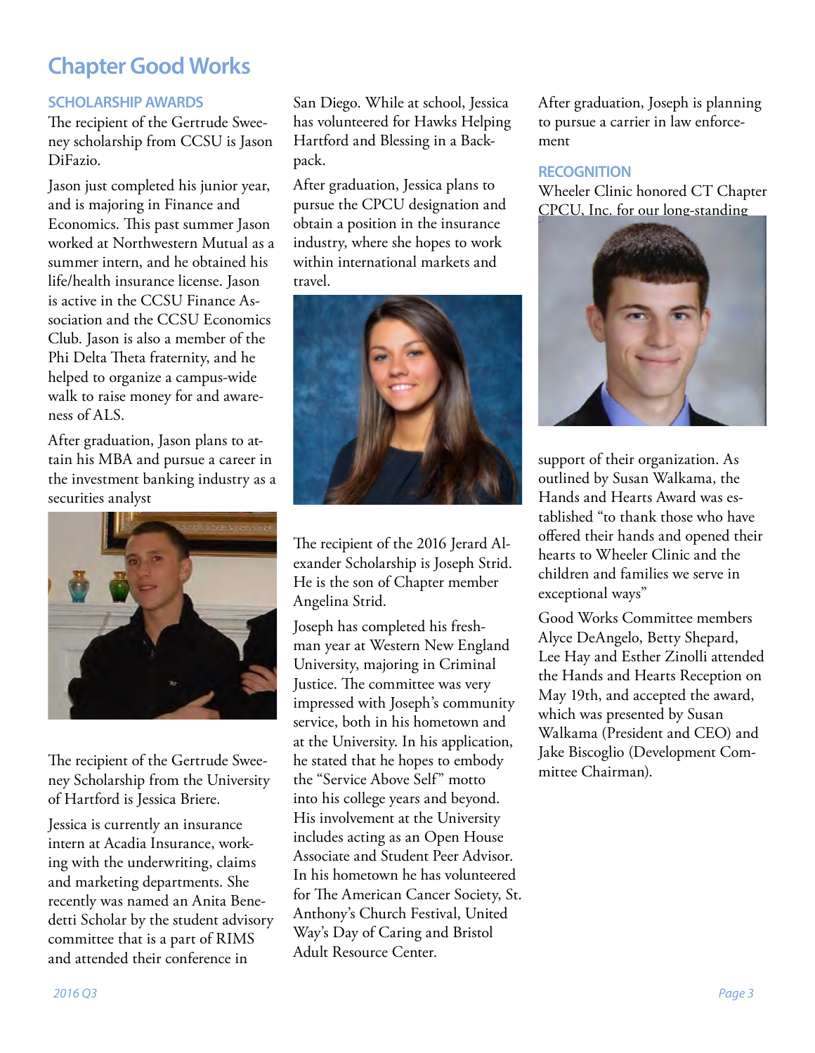# Chapter Good Works

## SCHOLARSHIP AWARDS

The recipient of the Gertrude Sweeney scholarship from CCSU is Jason DiFazio.

Jason just completed his junior year, and is majoring in Finance and Economics. This past summer Jason worked at Northwestern Mutual as a summer intern, and he obtained his life/health insurance license. Jason is active in the CCSU Finance Association and the CCSU Economics Club. Jason is also a member of the Phi Delta Theta fraternity, and he helped to organize a campus-wide walk to raise money for and awareness of ALS.

After graduation, Jason plans to attain his MBA and pursue a career in the investment banking industry as a securities analyst

The recipient of the Gertrude Sweeney Scholarship from the University of Hartford is Jessica Briere.

Jessica is currently an insurance intern at Acadia Insurance, working with the underwriting, claims and marketing departments. She recently was named an Anita Benedetti Scholar by the student advisory committee that is a part of RIMS and attended their conference in San Diego. While at school, Jessica has volunteered for Hawks Helping Hartford and Blessing in a Backpack.

After graduation, Jessica plans to pursue the CPCU designation and obtain a position in the insurance industry, where she hopes to work within international markets and travel.

The recipient of the 2016 Jerard Alexander Scholarship is Joseph Strid. He is the son of Chapter member Angelina Strid.

Joseph has completed his freshman year at Western New England University, majoring in Criminal Justice. The committee was very impressed with Joseph's community service, both in his hometown and at the University. In his application, he stated that he hopes to embody the "Service Above Self" motto into his college years and beyond. His involvement at the University includes acting as an Open House Associate and Student Peer Advisor. In his hometown he has volunteered for The American Cancer Society, St. Anthony's Church Festival, United Way's Day of Caring and Bristol Adult Resource Center.

After graduation, Joseph is planning to pursue a carrier in law enforcement

## RECOGNITION

Wheeler Clinic honored CT Chapter CPCU, Inc. for our long-standing support of their organization. As outlined by Susan Walkama, the Hands and Hearts Award was established "to thank those who have offered their hands and opened their hearts to Wheeler Clinic and the children and families we serve in exceptional ways"

Good Works Committee members Alyce DeAngelo, Betty Shepard, Lee Hay and Esther Zinolli attended the Hands and Hearts Reception on May 19th, and accepted the award, which was presented by Susan Walkama (President and CEO) and Jake Biscoglio (Development Committee Chairman).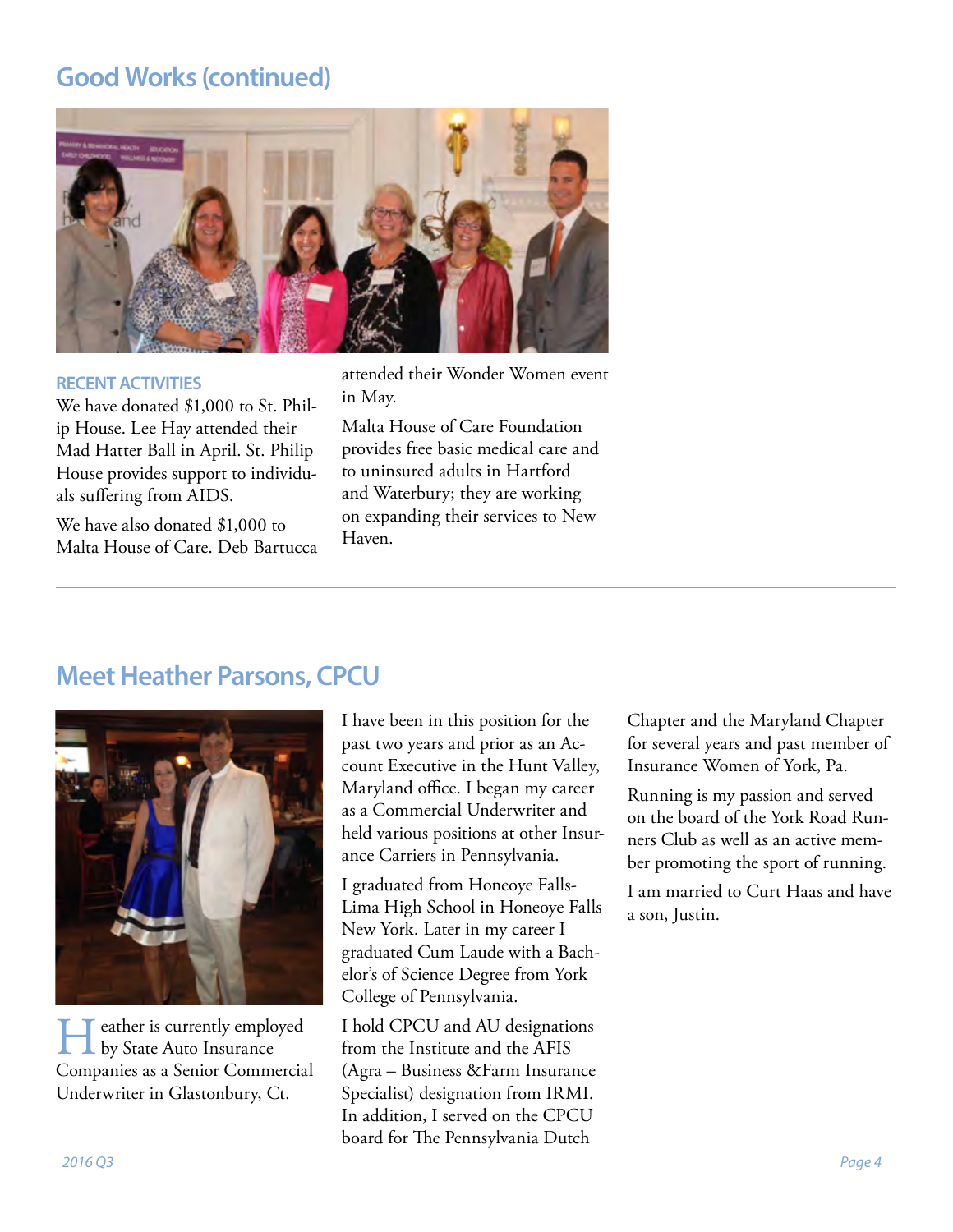## Good Works (continued)

### RECENT ACTIVITIES

We have donated $1,000 to St. Philip House. Lee Hay attended their Mad Hatter Ball in April. St. Philip House provides support to individuals suffering from AIDS.

We have also donated $1,000 to Malta House of Care. Deb Bartucca attended their Wonder Women event in May.

Malta House of Care Foundation provides free basic medical care and to uninsured adults in Hartford and Waterbury; they are working on expanding their services to New Haven.

---

## Meet Heather Parsons, CPCU

Heather is currently employed by State Auto Insurance Companies as a Senior Commercial Underwriter in Glastonbury, Ct.

I have been in this position for the past two years and prior as an Account Executive in the Hunt Valley, Maryland office. I began my career as a Commercial Underwriter and held various positions at other Insurance Carriers in Pennsylvania.

I graduated from Honeoye Falls-Lima High School in Honeoye Falls New York. Later in my career I graduated Cum Laude with a Bachelor's of Science Degree from York College of Pennsylvania.

I hold CPCU and AU designations from the Institute and the AFIS (Agra – Business &Farm Insurance Specialist) designation from IRMI. In addition, I served on the CPCU board for The Pennsylvania Dutch Chapter and the Maryland Chapter for several years and past member of Insurance Women of York, Pa.

Running is my passion and served on the board of the York Road Runners Club as well as an active member promoting the sport of running.

I am married to Curt Haas and have a son, Justin.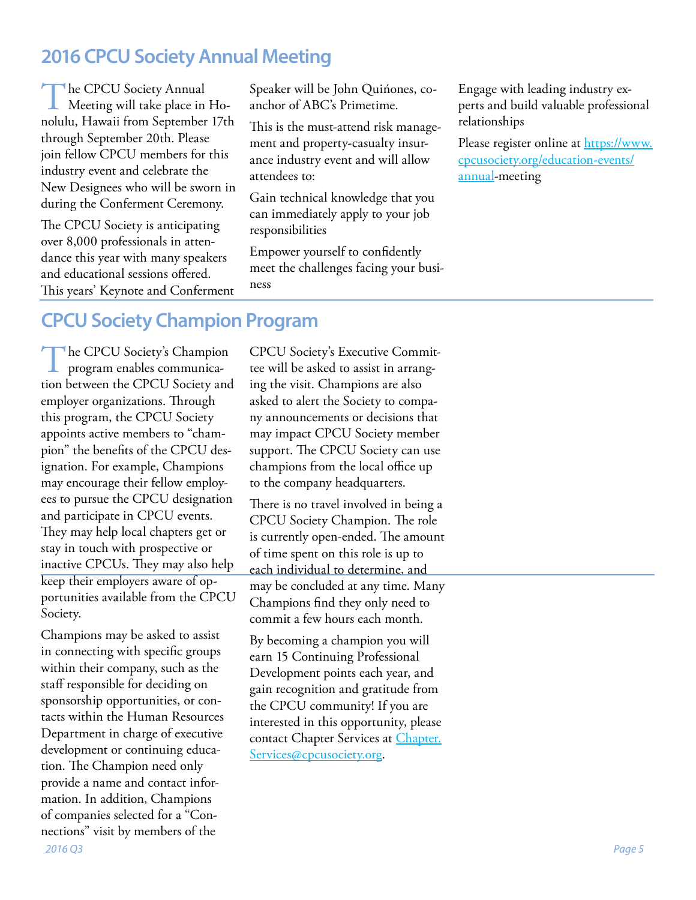## 2016 CPCU Society Annual Meeting

The CPCU Society Annual Meeting will take place in Honolulu, Hawaii from September 17th through September 20th. Please join fellow CPCU members for this industry event and celebrate the New Designees who will be sworn in during the Conferment Ceremony.

The CPCU Society is anticipating over 8,000 professionals in attendance this year with many speakers and educational sessions offered. This years' Keynote and Conferment Speaker will be John Quińones, co-anchor of ABC's Primetime.

This is the must-attend risk management and property-casualty insurance industry event and will allow attendees to:

Gain technical knowledge that you can immediately apply to your job responsibilities

Empower yourself to confidently meet the challenges facing your business

Engage with leading industry experts and build valuable professional relationships

Please register online at https://www.cpcusociety.org/education-events/annual-meeting

## CPCU Society Champion Program

The CPCU Society's Champion program enables communication between the CPCU Society and employer organizations. Through this program, the CPCU Society appoints active members to "champion" the benefits of the CPCU designation. For example, Champions may encourage their fellow employees to pursue the CPCU designation and participate in CPCU events. They may help local chapters get or stay in touch with prospective or inactive CPCUs. They may also help keep their employers aware of opportunities available from the CPCU Society.

Champions may be asked to assist in connecting with specific groups within their company, such as the staff responsible for deciding on sponsorship opportunities, or contacts within the Human Resources Department in charge of executive development or continuing education. The Champion need only provide a name and contact information. In addition, Champions of companies selected for a "Connections" visit by members of the CPCU Society's Executive Committee will be asked to assist in arranging the visit. Champions are also asked to alert the Society to company announcements or decisions that may impact CPCU Society member support. The CPCU Society can use champions from the local office up to the company headquarters.

There is no travel involved in being a CPCU Society Champion. The role is currently open-ended. The amount of time spent on this role is up to each individual to determine, and may be concluded at any time. Many Champions find they only need to commit a few hours each month.

By becoming a champion you will earn 15 Continuing Professional Development points each year, and gain recognition and gratitude from the CPCU community! If you are interested in this opportunity, please contact Chapter Services at Chapter.Services@cpcusociety.org.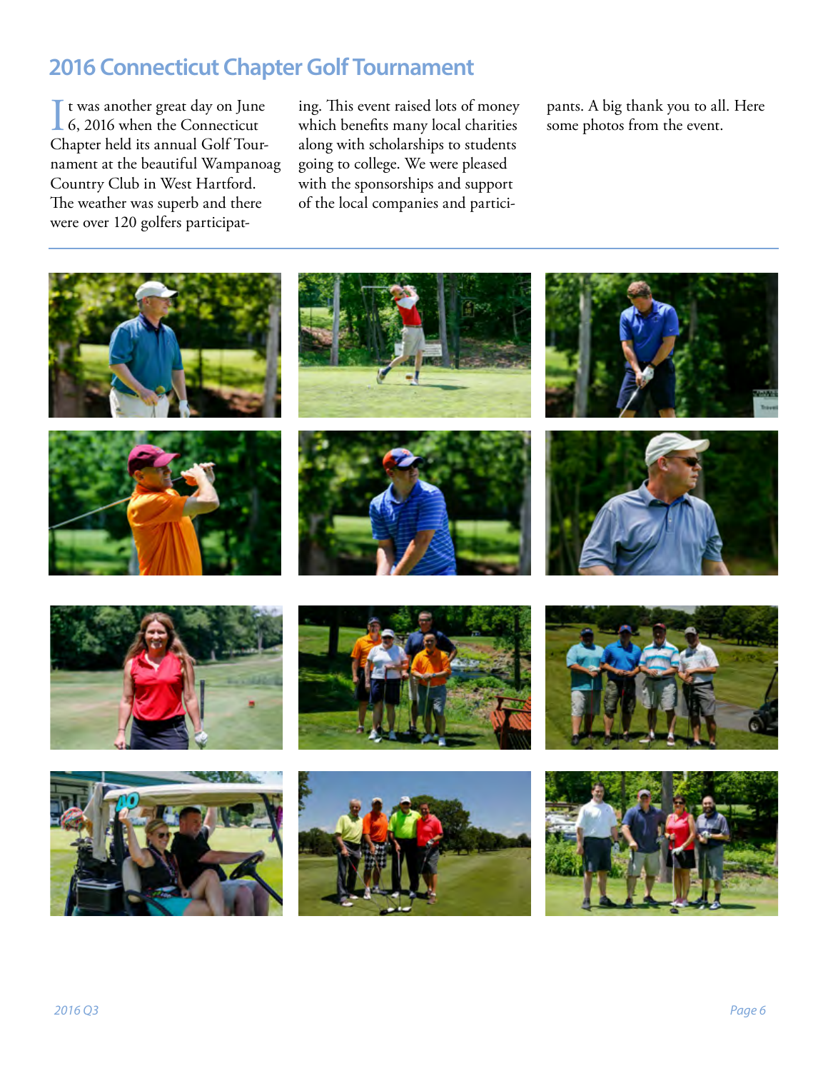## 2016 Connecticut Chapter Golf Tournament

It was another great day on June 6, 2016 when the Connecticut Chapter held its annual Golf Tournament at the beautiful Wampanoag Country Club in West Hartford. The weather was superb and there were over 120 golfers participating. This event raised lots of money which benefits many local charities along with scholarships to students going to college. We were pleased with the sponsorships and support of the local companies and participants. A big thank you to all. Here some photos from the event.